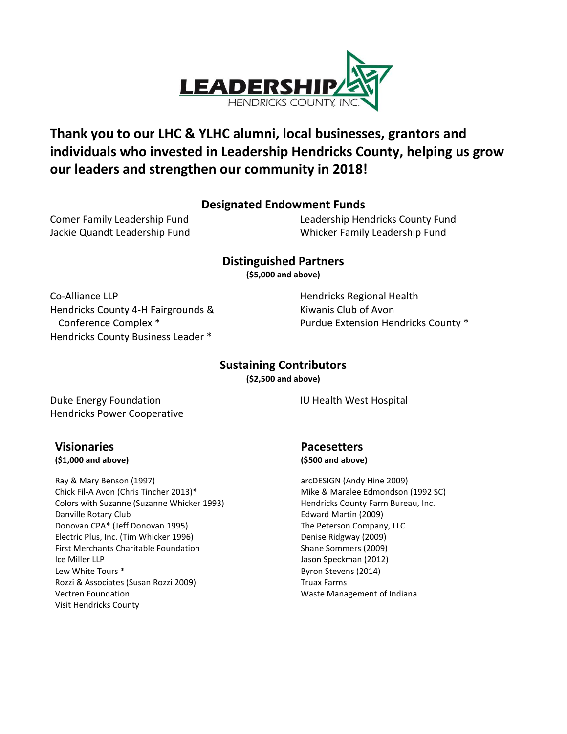LEADERSHIP HENDRICKS COUNTY, INC.

**Thank you to our LHC & YLHC alumni, local businesses, grantors and individuals who invested in Leadership Hendricks County, helping us grow our leaders and strengthen our community in 2018!**

## Designated Endowment Funds

Comer Family Leadership Fund
Jackie Quandt Leadership Fund
Leadership Hendricks County Fund
Whicker Family Leadership Fund

## Distinguished Partners

**($5,000 and above)**

Co-Alliance LLP
Hendricks County 4-H Fairgrounds & Conference Complex *
Hendricks County Business Leader *
Hendricks Regional Health
Kiwanis Club of Avon
Purdue Extension Hendricks County *

## Sustaining Contributors

**($2,500 and above)**

Duke Energy Foundation
Hendricks Power Cooperative
IU Health West Hospital

## Visionaries

**($1,000 and above)**

Ray & Mary Benson (1997)
Chick Fil-A Avon (Chris Tincher 2013)*
Colors with Suzanne (Suzanne Whicker 1993)
Danville Rotary Club
Donovan CPA* (Jeff Donovan 1995)
Electric Plus, Inc. (Tim Whicker 1996)
First Merchants Charitable Foundation
Ice Miller LLP
Lew White Tours *
Rozzi & Associates (Susan Rozzi 2009)
Vectren Foundation
Visit Hendricks County

## Pacesetters

**($500 and above)**

arcDESIGN (Andy Hine 2009)
Mike & Maralee Edmondson (1992 SC)
Hendricks County Farm Bureau, Inc.
Edward Martin (2009)
The Peterson Company, LLC
Denise Ridgway (2009)
Shane Sommers (2009)
Jason Speckman (2012)
Byron Stevens (2014)
Truax Farms
Waste Management of Indiana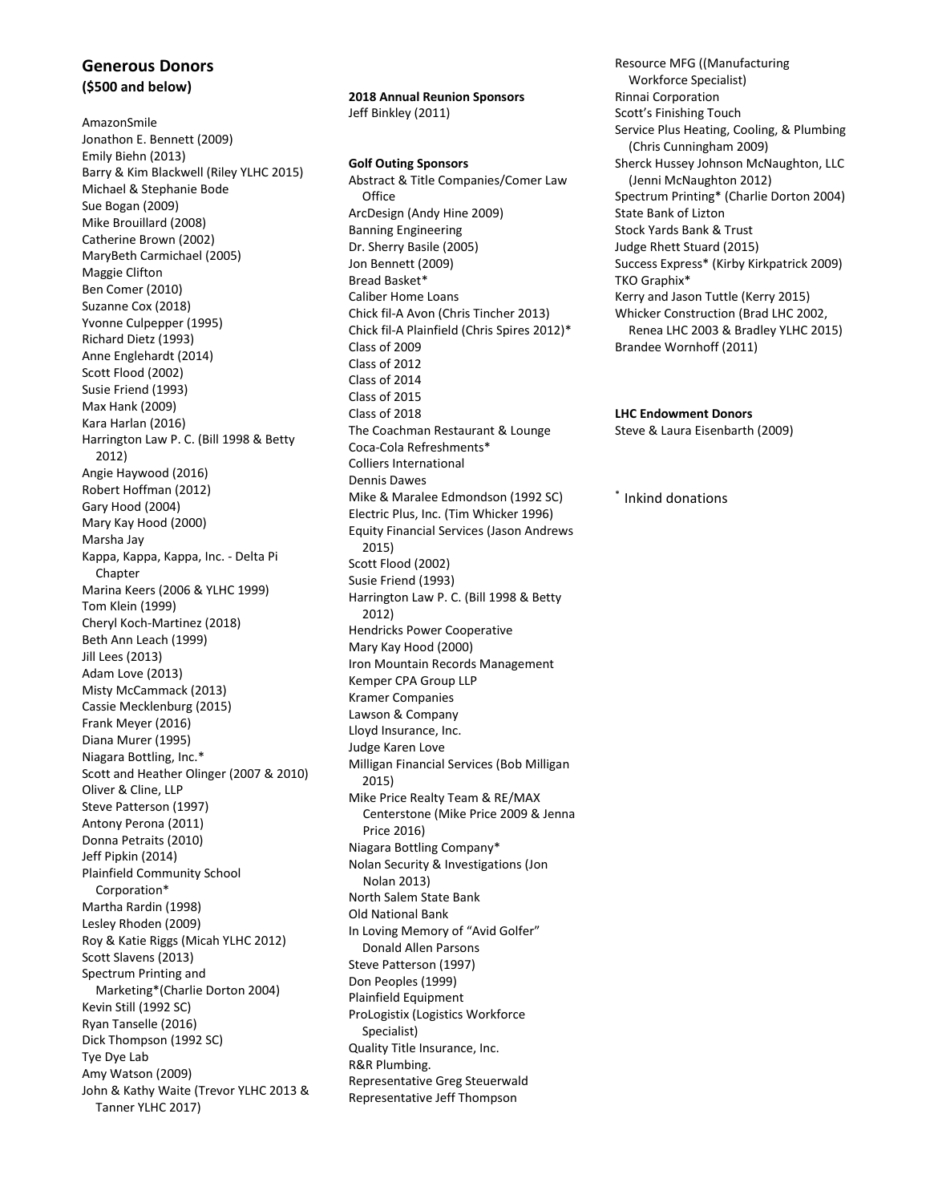## Generous Donors
### ($500 and below)

AmazonSmile
Jonathon E. Bennett (2009)
Emily Biehn (2013)
Barry & Kim Blackwell (Riley YLHC 2015)
Michael & Stephanie Bode
Sue Bogan (2009)
Mike Brouillard (2008)
Catherine Brown (2002)
MaryBeth Carmichael (2005)
Maggie Clifton
Ben Comer (2010)
Suzanne Cox (2018)
Yvonne Culpepper (1995)
Richard Dietz (1993)
Anne Englehardt (2014)
Scott Flood (2002)
Susie Friend (1993)
Max Hank (2009)
Kara Harlan (2016)
Harrington Law P. C. (Bill 1998 & Betty 2012)
Angie Haywood (2016)
Robert Hoffman (2012)
Gary Hood (2004)
Mary Kay Hood (2000)
Marsha Jay
Kappa, Kappa, Kappa, Inc. - Delta Pi Chapter
Marina Keers (2006 & YLHC 1999)
Tom Klein (1999)
Cheryl Koch-Martinez (2018)
Beth Ann Leach (1999)
Jill Lees (2013)
Adam Love (2013)
Misty McCammack (2013)
Cassie Mecklenburg (2015)
Frank Meyer (2016)
Diana Murer (1995)
Niagara Bottling, Inc.*
Scott and Heather Olinger (2007 & 2010)
Oliver & Cline, LLP
Steve Patterson (1997)
Antony Perona (2011)
Donna Petraits (2010)
Jeff Pipkin (2014)
Plainfield Community School Corporation*
Martha Rardin (1998)
Lesley Rhoden (2009)
Roy & Katie Riggs (Micah YLHC 2012)
Scott Slavens (2013)
Spectrum Printing and Marketing*(Charlie Dorton 2004)
Kevin Still (1992 SC)
Ryan Tanselle (2016)
Dick Thompson (1992 SC)
Tye Dye Lab
Amy Watson (2009)
John & Kathy Waite (Trevor YLHC 2013 & Tanner YLHC 2017)

**2018 Annual Reunion Sponsors**
Jeff Binkley (2011)

**Golf Outing Sponsors**
Abstract & Title Companies/Comer Law Office
ArcDesign (Andy Hine 2009)
Banning Engineering
Dr. Sherry Basile (2005)
Jon Bennett (2009)
Bread Basket*
Caliber Home Loans
Chick fil-A Avon (Chris Tincher 2013)
Chick fil-A Plainfield (Chris Spires 2012)*
Class of 2009
Class of 2012
Class of 2014
Class of 2015
Class of 2018
The Coachman Restaurant & Lounge
Coca-Cola Refreshments*
Colliers International
Dennis Dawes
Mike & Maralee Edmondson (1992 SC)
Electric Plus, Inc. (Tim Whicker 1996)
Equity Financial Services (Jason Andrews 2015)
Scott Flood (2002)
Susie Friend (1993)
Harrington Law P. C. (Bill 1998 & Betty 2012)
Hendricks Power Cooperative
Mary Kay Hood (2000)
Iron Mountain Records Management
Kemper CPA Group LLP
Kramer Companies
Lawson & Company
Lloyd Insurance, Inc.
Judge Karen Love
Milligan Financial Services (Bob Milligan 2015)
Mike Price Realty Team & RE/MAX Centerstone (Mike Price 2009 & Jenna Price 2016)
Niagara Bottling Company*
Nolan Security & Investigations (Jon Nolan 2013)
North Salem State Bank
Old National Bank
In Loving Memory of "Avid Golfer" Donald Allen Parsons
Steve Patterson (1997)
Don Peoples (1999)
Plainfield Equipment
ProLogistix (Logistics Workforce Specialist)
Quality Title Insurance, Inc.
R&R Plumbing.
Representative Greg Steuerwald
Representative Jeff Thompson
Resource MFG ((Manufacturing Workforce Specialist)
Rinnai Corporation
Scott's Finishing Touch
Service Plus Heating, Cooling, & Plumbing (Chris Cunningham 2009)
Sherck Hussey Johnson McNaughton, LLC (Jenni McNaughton 2012)
Spectrum Printing* (Charlie Dorton 2004)
State Bank of Lizton
Stock Yards Bank & Trust
Judge Rhett Stuard (2015)
Success Express* (Kirby Kirkpatrick 2009)
TKO Graphix*
Kerry and Jason Tuttle (Kerry 2015)
Whicker Construction (Brad LHC 2002, Renea LHC 2003 & Bradley YLHC 2015)
Brandee Wornhoff (2011)

**LHC Endowment Donors**
Steve & Laura Eisenbarth (2009)

* Inkind donations